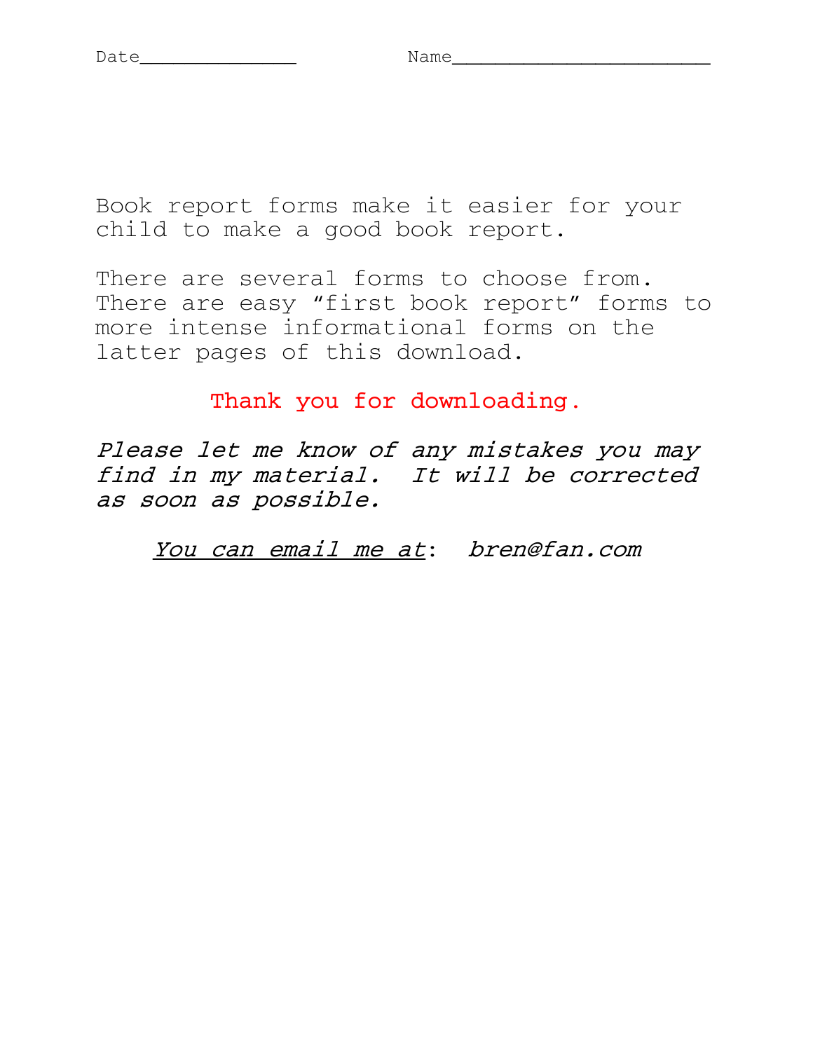Date______________ Name______________________

Book report forms make it easier for your child to make a good book report.

There are several forms to choose from. There are easy "first book report" forms to more intense informational forms on the latter pages of this download.

Thank you for downloading.

*Please let me know of any mistakes you may find in my material. It will be corrected as soon as possible.*

*You can email me at*: *bren@fan.com*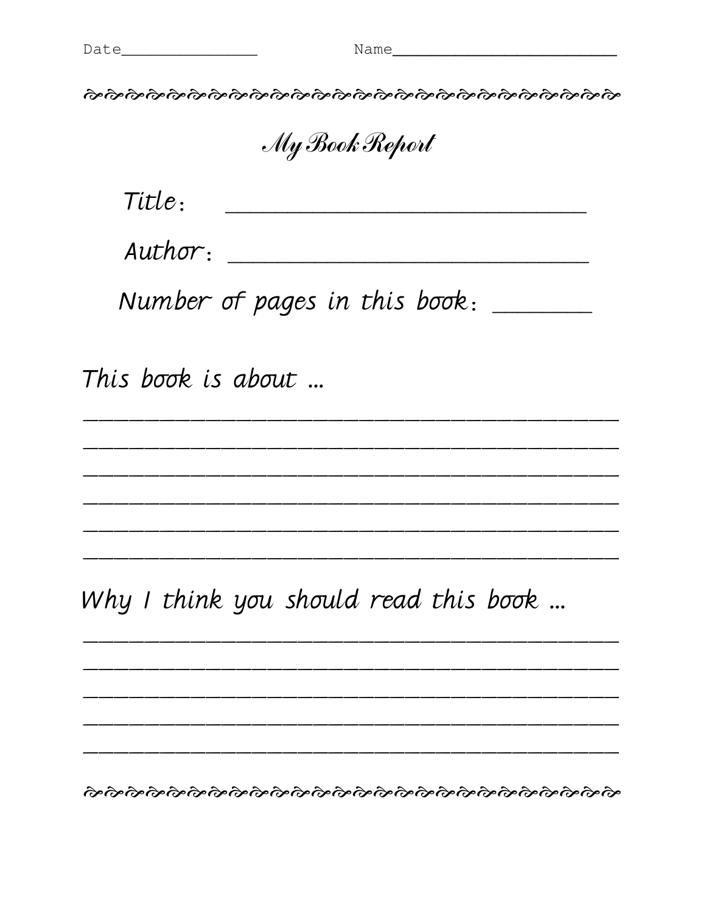Date______________ Name________________________

# My Book Report

Title: ______________________________

Author: ______________________________

Number of pages in this book: ________

This book is about ...

_____________________________________________

_____________________________________________

_____________________________________________

_____________________________________________

_____________________________________________

_____________________________________________

Why I think you should read this book ...

_____________________________________________

_____________________________________________

_____________________________________________

_____________________________________________

_____________________________________________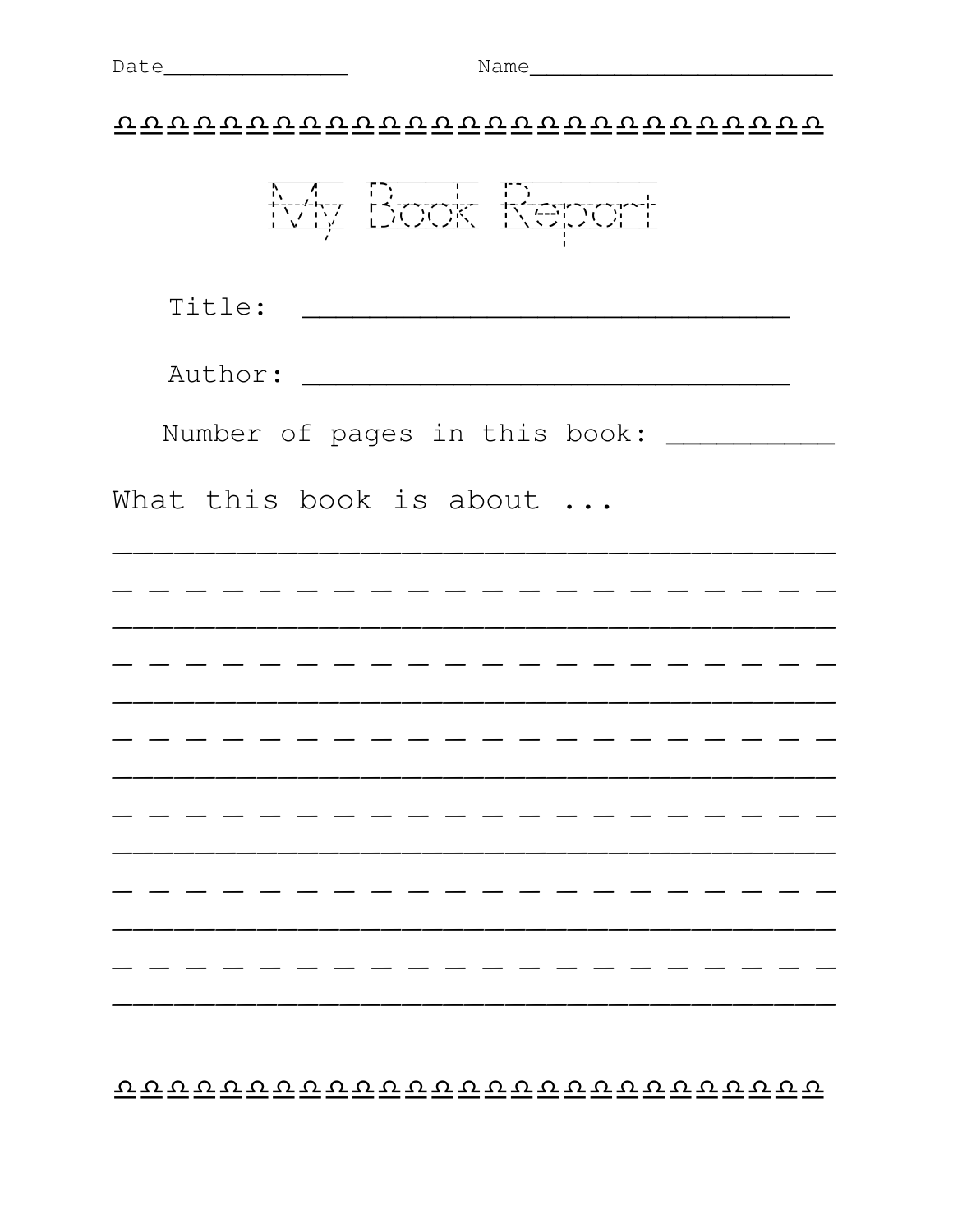Date______________ Name________________________

ΩΩΩΩΩΩΩΩΩΩΩΩΩΩΩΩΩΩΩΩΩΩΩΩΩΩΩΩΩΩΩ

# My Book Report

Title: ______________________________

Author: ______________________________

Number of pages in this book: __________

What this book is about ...

________________________________________

_ _ _ _ _ _ _ _ _ _ _ _ _ _ _ _ _ _ _ _

________________________________________

_ _ _ _ _ _ _ _ _ _ _ _ _ _ _ _ _ _ _ _

________________________________________

_ _ _ _ _ _ _ _ _ _ _ _ _ _ _ _ _ _ _ _

________________________________________

_ _ _ _ _ _ _ _ _ _ _ _ _ _ _ _ _ _ _ _

________________________________________

_ _ _ _ _ _ _ _ _ _ _ _ _ _ _ _ _ _ _ _

________________________________________

_ _ _ _ _ _ _ _ _ _ _ _ _ _ _ _ _ _ _ _

________________________________________

ΩΩΩΩΩΩΩΩΩΩΩΩΩΩΩΩΩΩΩΩΩΩΩΩΩΩΩΩΩΩΩ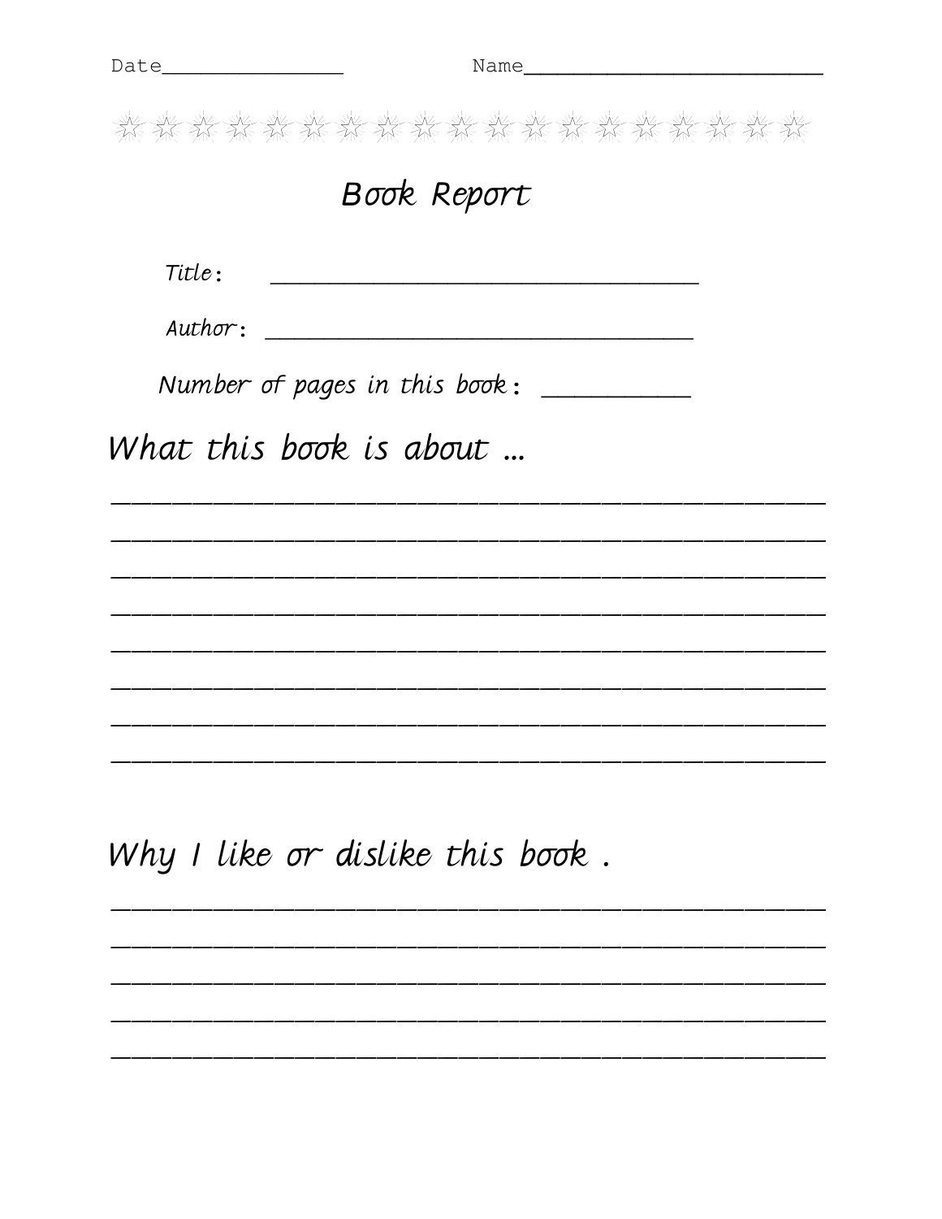Date_______________ Name________________________

☆ ☆ ☆ ☆ ☆ ☆ ☆ ☆ ☆ ☆ ☆ ☆ ☆ ☆ ☆ ☆ ☆ ☆ ☆

# Book Report

Title: ___________________________________

Author: ___________________________________

Number of pages in this book: ___________

## What this book is about …

__________________________________________________

__________________________________________________

__________________________________________________

__________________________________________________

__________________________________________________

__________________________________________________

__________________________________________________

__________________________________________________

## Why I like or dislike this book .

__________________________________________________

__________________________________________________

__________________________________________________

__________________________________________________

__________________________________________________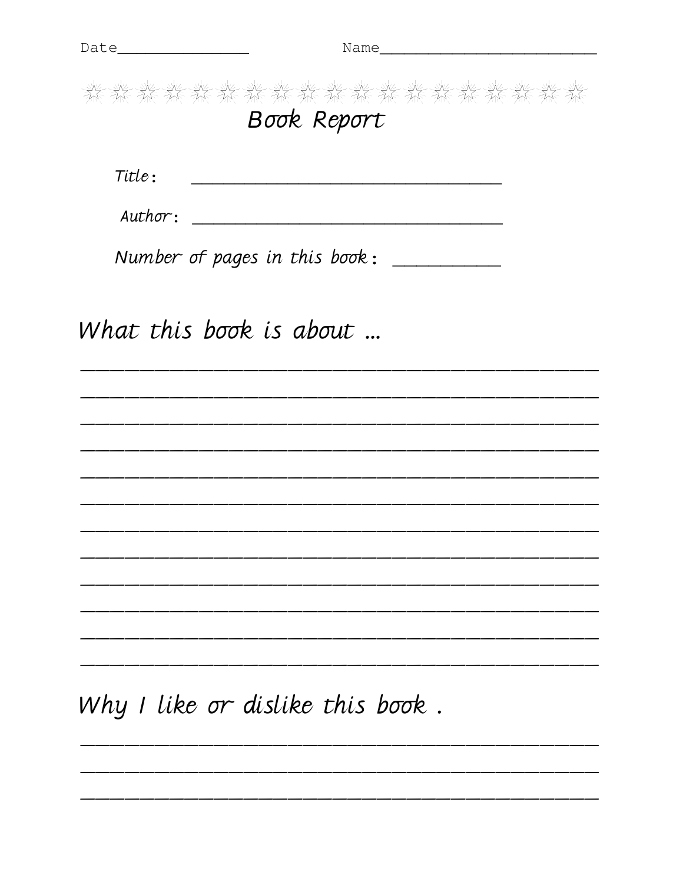Date_______________ Name_________________________

☆☆☆☆☆☆☆☆☆☆☆☆☆☆☆☆☆☆☆

# Book Report

*Title*: ___________________________________

*Author*: ___________________________________

*Number of pages in this book*: ___________

## *What this book is about …*

_______________________________________________

_______________________________________________

_______________________________________________

_______________________________________________

_______________________________________________

_______________________________________________

_______________________________________________

_______________________________________________

_______________________________________________

_______________________________________________

_______________________________________________

_______________________________________________

## *Why I like or dislike this book .*

_______________________________________________

_______________________________________________

_______________________________________________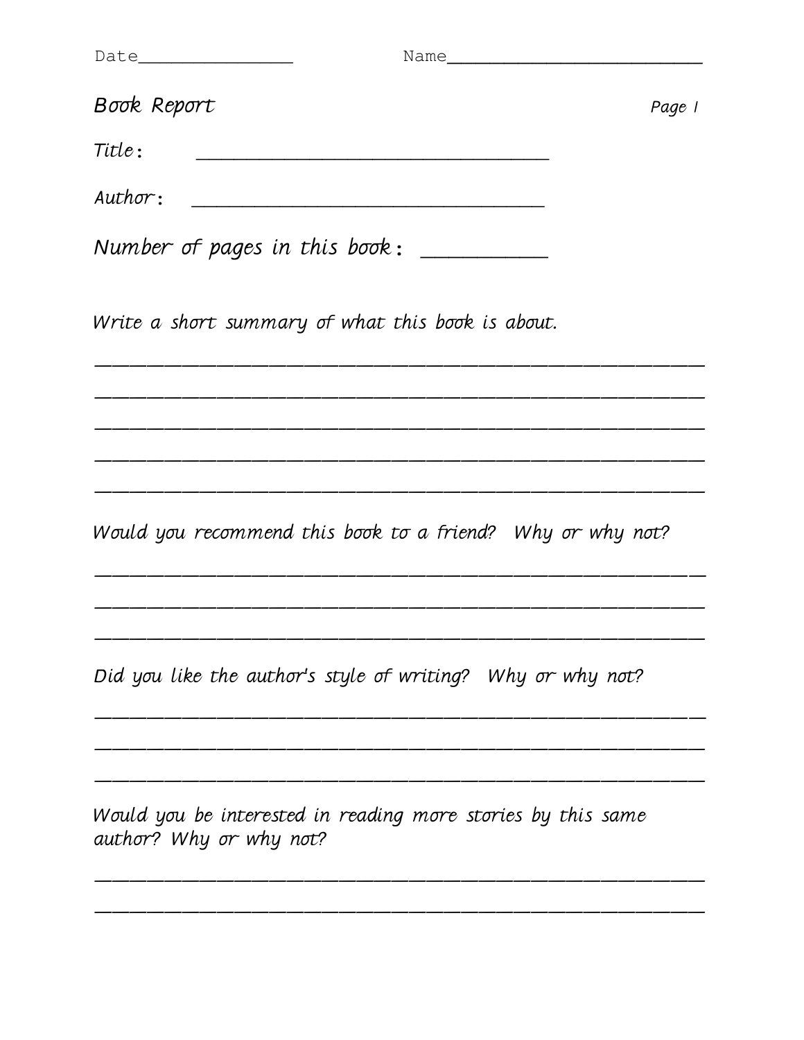Date_______________ Name_________________________

## Book Report

*Page 1*

*Title:* ________________________________

*Author:* ________________________________

*Number of pages in this book:* ___________

*Write a short summary of what this book is about.*

_____________________________________________________________

_____________________________________________________________

_____________________________________________________________

_____________________________________________________________

_____________________________________________________________

*Would you recommend this book to a friend? Why or why not?*

_____________________________________________________________

_____________________________________________________________

_____________________________________________________________

*Did you like the author's style of writing? Why or why not?*

_____________________________________________________________

_____________________________________________________________

_____________________________________________________________

*Would you be interested in reading more stories by this same author? Why or why not?*

_____________________________________________________________

_____________________________________________________________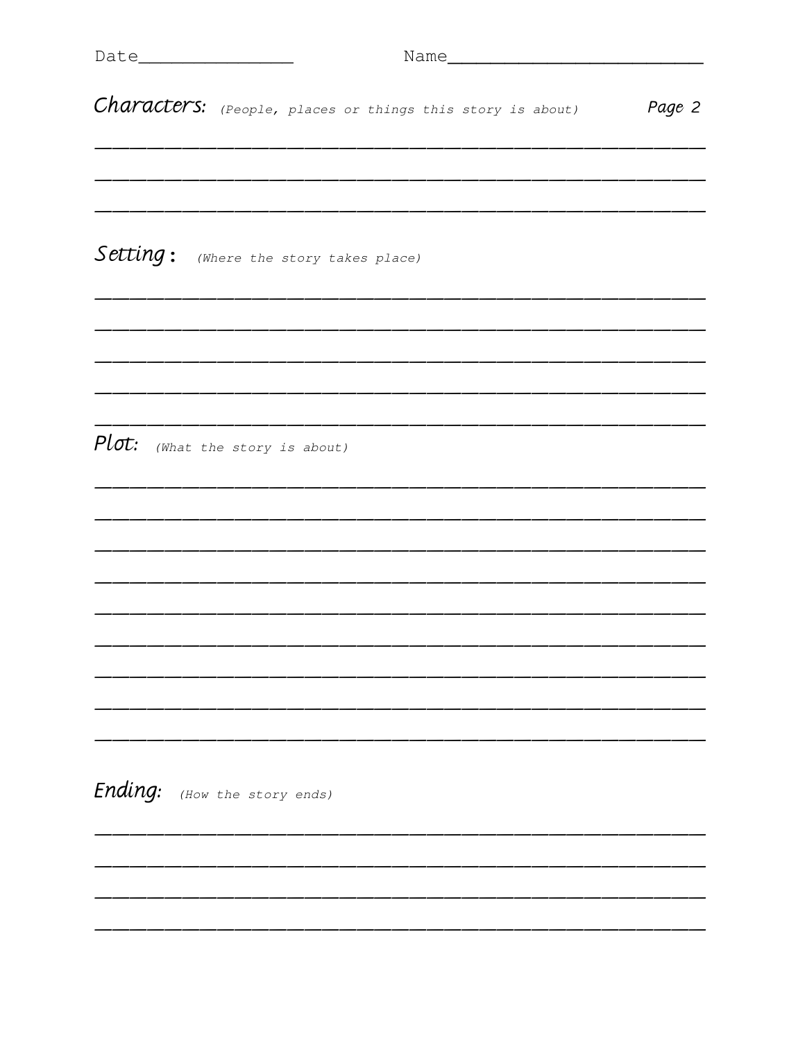Date_______________ Name_________________________

**Characters:** *(People, places or things this story is about)* *Page 2*

_______________________________________________________

_______________________________________________________

_______________________________________________________

**Setting:** *(Where the story takes place)*

_______________________________________________________

_______________________________________________________

_______________________________________________________

_______________________________________________________

_______________________________________________________

**Plot:** *(What the story is about)*

_______________________________________________________

_______________________________________________________

_______________________________________________________

_______________________________________________________

_______________________________________________________

_______________________________________________________

_______________________________________________________

_______________________________________________________

_______________________________________________________

**Ending:** *(How the story ends)*

_______________________________________________________

_______________________________________________________

_______________________________________________________

_______________________________________________________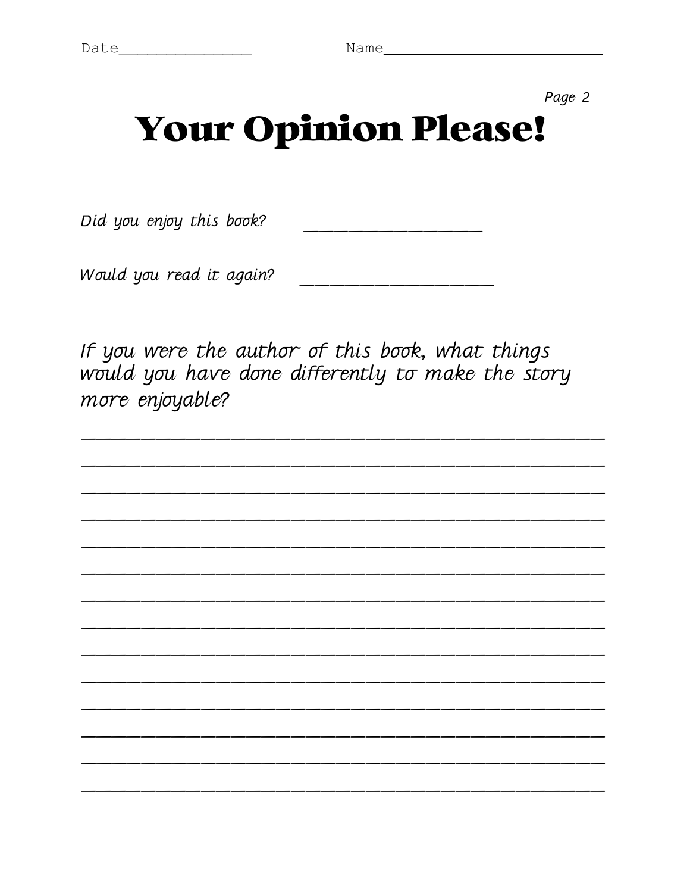Date_______________ Name_________________________

Page 2

# Your Opinion Please!

*Did you enjoy this book?* ____________________

*Would you read it again?* ______________________

*If you were the author of this book, what things would you have done differently to make the story more enjoyable?*

______________________________________________________

______________________________________________________

______________________________________________________

______________________________________________________

______________________________________________________

______________________________________________________

______________________________________________________

______________________________________________________

______________________________________________________

______________________________________________________

______________________________________________________

______________________________________________________

______________________________________________________

______________________________________________________